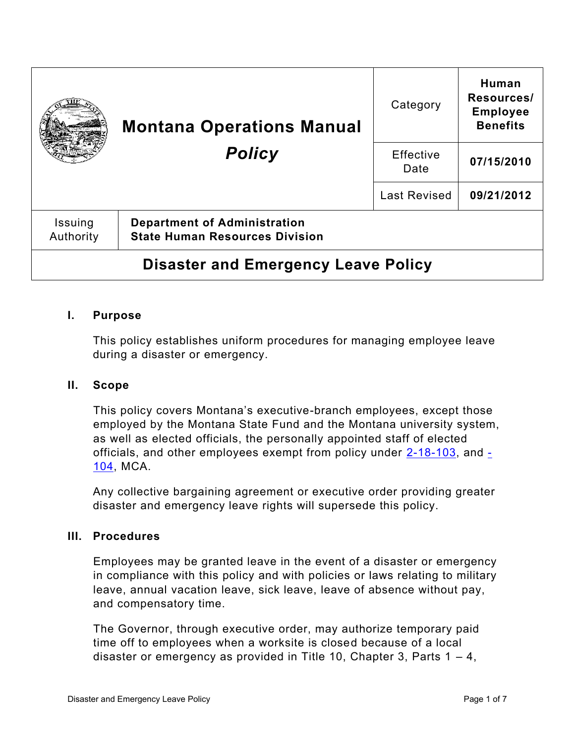| Montana Operations Manual *Policy* | Category | Human Resources/ Employee Benefits |
|---|---|---|
| | Effective Date | 07/15/2010 |
| | Last Revised | 09/21/2012 |
| Issuing Authority | **Department of Administration State Human Resources Division** | |

# Disaster and Emergency Leave Policy

## I. Purpose

This policy establishes uniform procedures for managing employee leave during a disaster or emergency.

## II. Scope

This policy covers Montana's executive-branch employees, except those employed by the Montana State Fund and the Montana university system, as well as elected officials, the personally appointed staff of elected officials, and other employees exempt from policy under 2-18-103, and -104, MCA.

Any collective bargaining agreement or executive order providing greater disaster and emergency leave rights will supersede this policy.

## III. Procedures

Employees may be granted leave in the event of a disaster or emergency in compliance with this policy and with policies or laws relating to military leave, annual vacation leave, sick leave, leave of absence without pay, and compensatory time.

The Governor, through executive order, may authorize temporary paid time off to employees when a worksite is closed because of a local disaster or emergency as provided in Title 10, Chapter 3, Parts 1 – 4,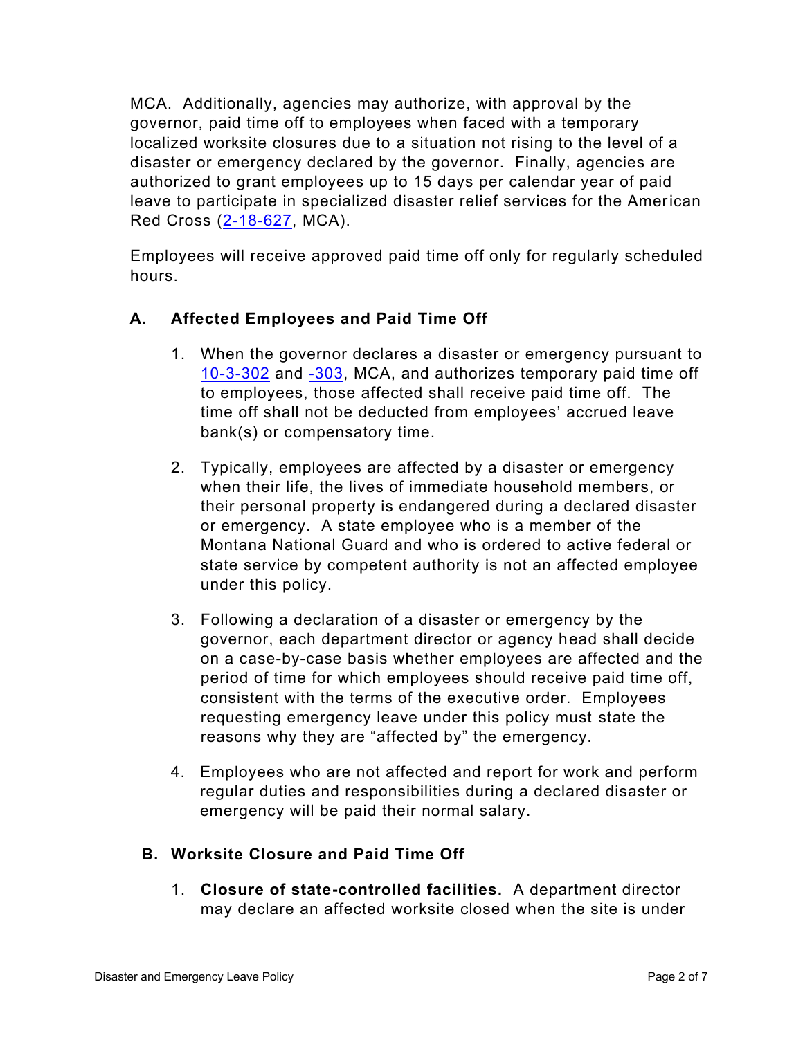MCA. Additionally, agencies may authorize, with approval by the governor, paid time off to employees when faced with a temporary localized worksite closures due to a situation not rising to the level of a disaster or emergency declared by the governor. Finally, agencies are authorized to grant employees up to 15 days per calendar year of paid leave to participate in specialized disaster relief services for the American Red Cross (2-18-627, MCA).

Employees will receive approved paid time off only for regularly scheduled hours.

## A. Affected Employees and Paid Time Off

1. When the governor declares a disaster or emergency pursuant to 10-3-302 and -303, MCA, and authorizes temporary paid time off to employees, those affected shall receive paid time off. The time off shall not be deducted from employees' accrued leave bank(s) or compensatory time.

2. Typically, employees are affected by a disaster or emergency when their life, the lives of immediate household members, or their personal property is endangered during a declared disaster or emergency. A state employee who is a member of the Montana National Guard and who is ordered to active federal or state service by competent authority is not an affected employee under this policy.

3. Following a declaration of a disaster or emergency by the governor, each department director or agency head shall decide on a case-by-case basis whether employees are affected and the period of time for which employees should receive paid time off, consistent with the terms of the executive order. Employees requesting emergency leave under this policy must state the reasons why they are "affected by" the emergency.

4. Employees who are not affected and report for work and perform regular duties and responsibilities during a declared disaster or emergency will be paid their normal salary.

## B. Worksite Closure and Paid Time Off

1. **Closure of state-controlled facilities.** A department director may declare an affected worksite closed when the site is under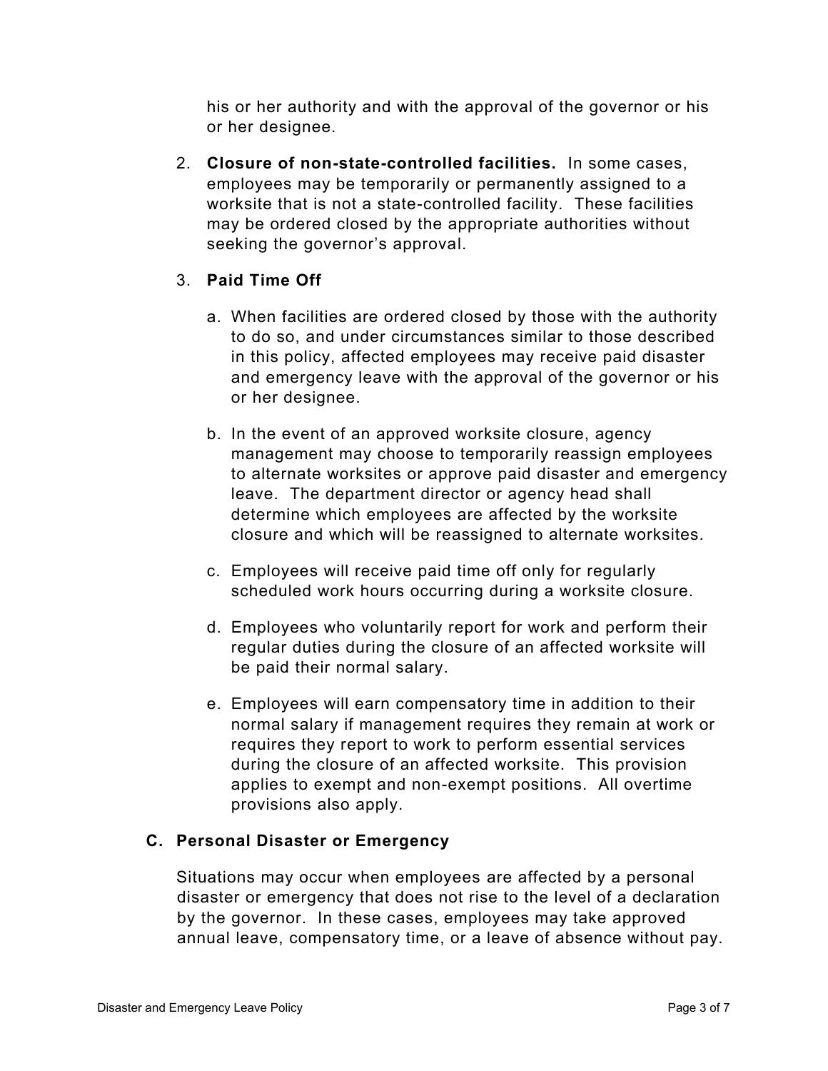his or her authority and with the approval of the governor or his or her designee.

2. **Closure of non-state-controlled facilities.** In some cases, employees may be temporarily or permanently assigned to a worksite that is not a state-controlled facility. These facilities may be ordered closed by the appropriate authorities without seeking the governor's approval.

3. **Paid Time Off**

   a. When facilities are ordered closed by those with the authority to do so, and under circumstances similar to those described in this policy, affected employees may receive paid disaster and emergency leave with the approval of the governor or his or her designee.

   b. In the event of an approved worksite closure, agency management may choose to temporarily reassign employees to alternate worksites or approve paid disaster and emergency leave. The department director or agency head shall determine which employees are affected by the worksite closure and which will be reassigned to alternate worksites.

   c. Employees will receive paid time off only for regularly scheduled work hours occurring during a worksite closure.

   d. Employees who voluntarily report for work and perform their regular duties during the closure of an affected worksite will be paid their normal salary.

   e. Employees will earn compensatory time in addition to their normal salary if management requires they remain at work or requires they report to work to perform essential services during the closure of an affected worksite. This provision applies to exempt and non-exempt positions. All overtime provisions also apply.

### C. Personal Disaster or Emergency

Situations may occur when employees are affected by a personal disaster or emergency that does not rise to the level of a declaration by the governor. In these cases, employees may take approved annual leave, compensatory time, or a leave of absence without pay.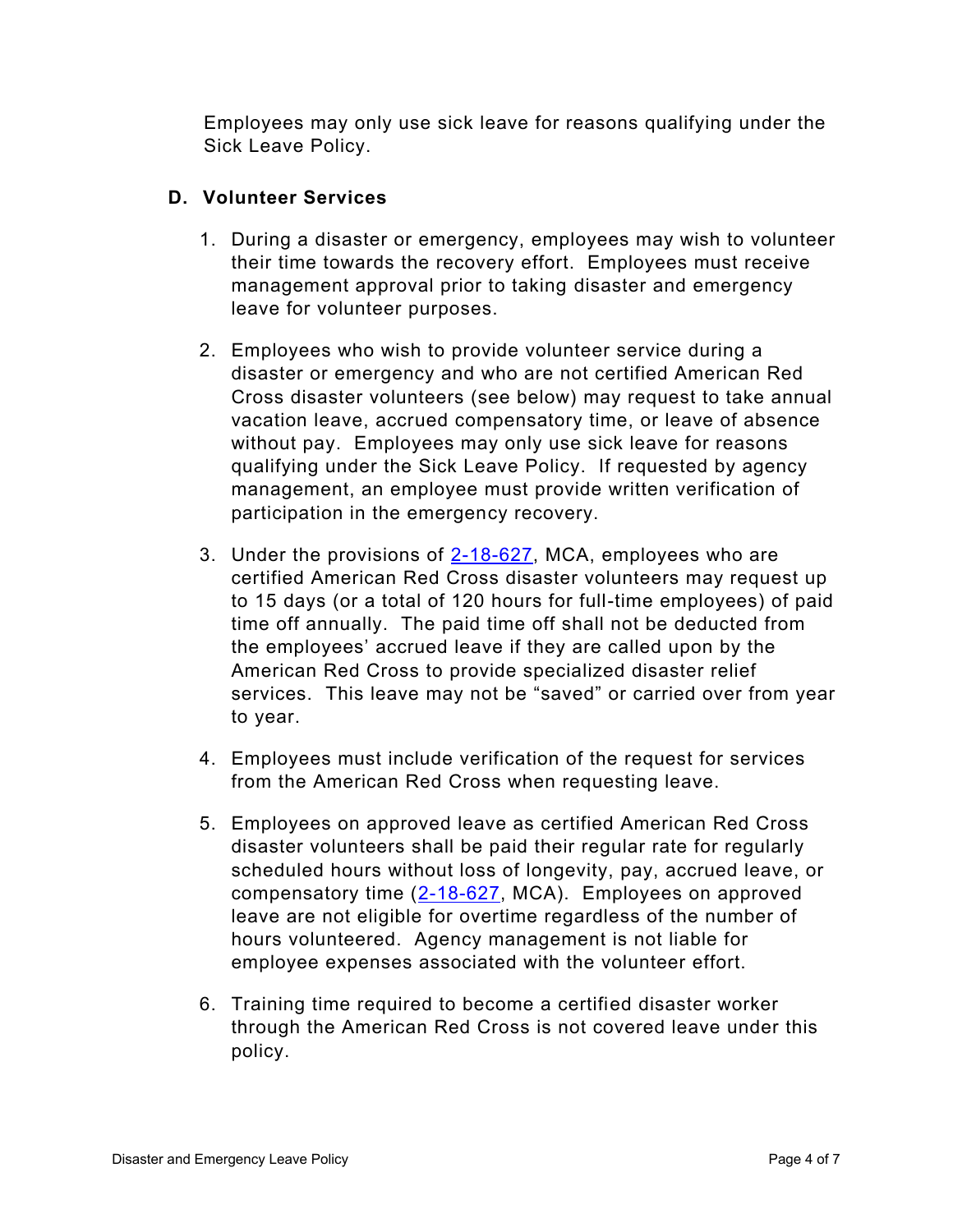Employees may only use sick leave for reasons qualifying under the Sick Leave Policy.

### D. Volunteer Services

1. During a disaster or emergency, employees may wish to volunteer their time towards the recovery effort. Employees must receive management approval prior to taking disaster and emergency leave for volunteer purposes.

2. Employees who wish to provide volunteer service during a disaster or emergency and who are not certified American Red Cross disaster volunteers (see below) may request to take annual vacation leave, accrued compensatory time, or leave of absence without pay. Employees may only use sick leave for reasons qualifying under the Sick Leave Policy. If requested by agency management, an employee must provide written verification of participation in the emergency recovery.

3. Under the provisions of 2-18-627, MCA, employees who are certified American Red Cross disaster volunteers may request up to 15 days (or a total of 120 hours for full-time employees) of paid time off annually. The paid time off shall not be deducted from the employees' accrued leave if they are called upon by the American Red Cross to provide specialized disaster relief services. This leave may not be "saved" or carried over from year to year.

4. Employees must include verification of the request for services from the American Red Cross when requesting leave.

5. Employees on approved leave as certified American Red Cross disaster volunteers shall be paid their regular rate for regularly scheduled hours without loss of longevity, pay, accrued leave, or compensatory time (2-18-627, MCA). Employees on approved leave are not eligible for overtime regardless of the number of hours volunteered. Agency management is not liable for employee expenses associated with the volunteer effort.

6. Training time required to become a certified disaster worker through the American Red Cross is not covered leave under this policy.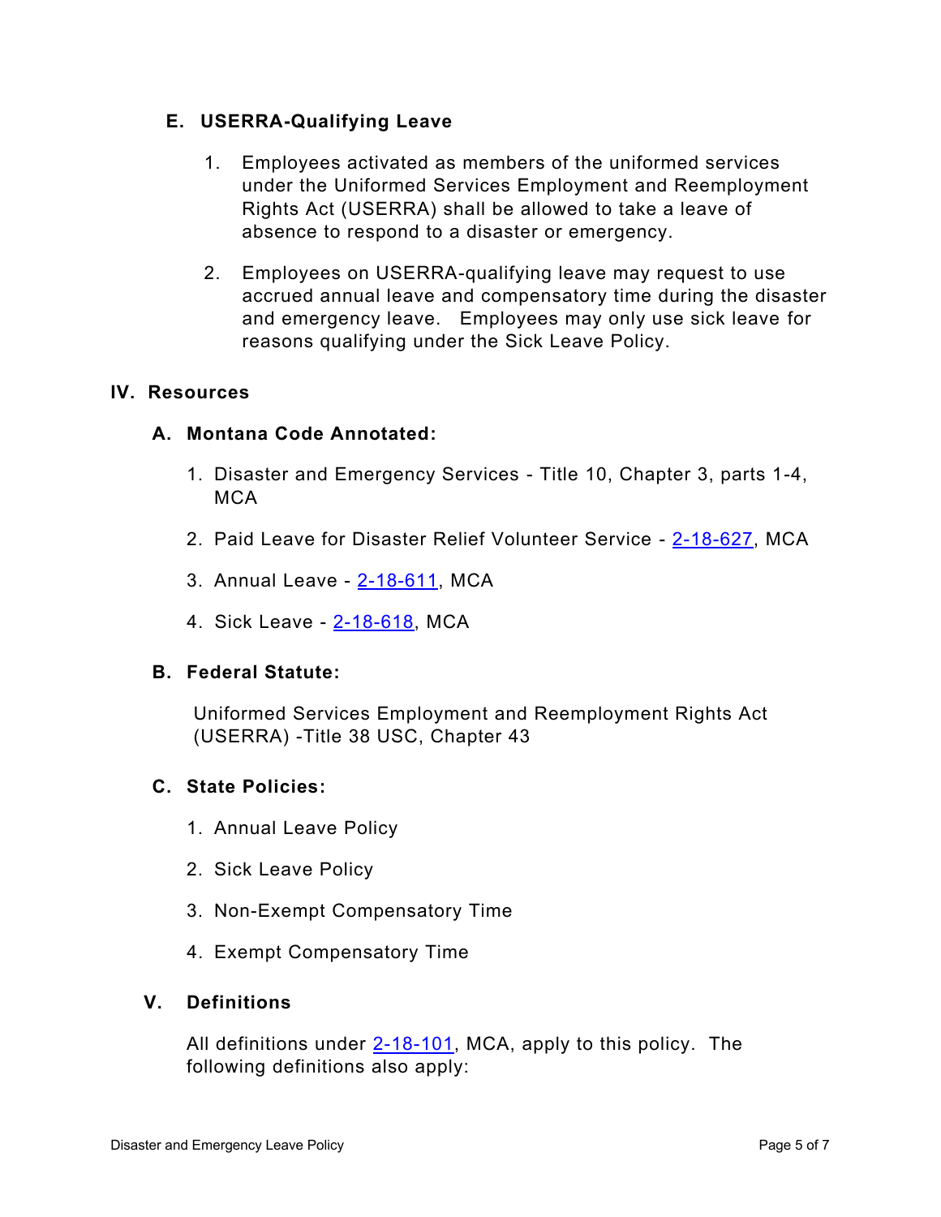### E. USERRA-Qualifying Leave

1. Employees activated as members of the uniformed services under the Uniformed Services Employment and Reemployment Rights Act (USERRA) shall be allowed to take a leave of absence to respond to a disaster or emergency.

2. Employees on USERRA-qualifying leave may request to use accrued annual leave and compensatory time during the disaster and emergency leave. Employees may only use sick leave for reasons qualifying under the Sick Leave Policy.

## IV. Resources

### A. Montana Code Annotated:

1. Disaster and Emergency Services - Title 10, Chapter 3, parts 1-4, MCA

2. Paid Leave for Disaster Relief Volunteer Service - 2-18-627, MCA

3. Annual Leave - 2-18-611, MCA

4. Sick Leave - 2-18-618, MCA

### B. Federal Statute:

Uniformed Services Employment and Reemployment Rights Act (USERRA) -Title 38 USC, Chapter 43

### C. State Policies:

1. Annual Leave Policy

2. Sick Leave Policy

3. Non-Exempt Compensatory Time

4. Exempt Compensatory Time

## V. Definitions

All definitions under 2-18-101, MCA, apply to this policy. The following definitions also apply: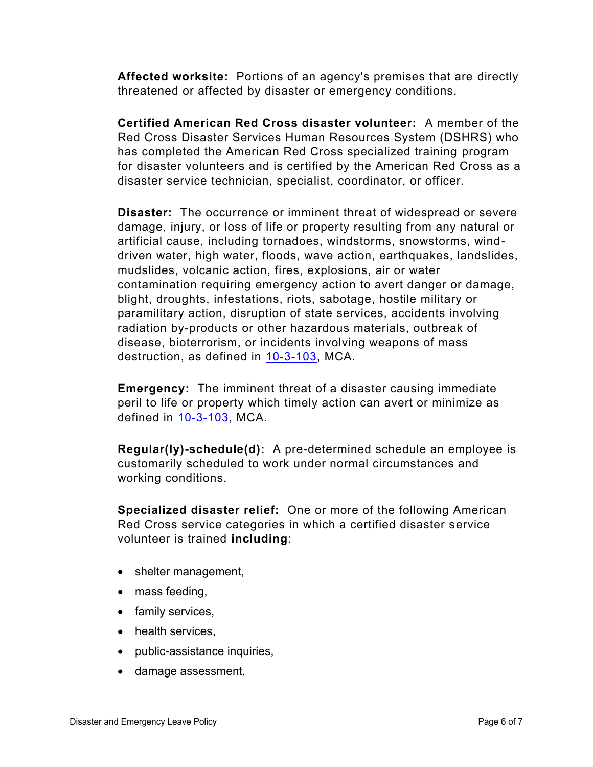**Affected worksite:** Portions of an agency's premises that are directly threatened or affected by disaster or emergency conditions.

**Certified American Red Cross disaster volunteer:** A member of the Red Cross Disaster Services Human Resources System (DSHRS) who has completed the American Red Cross specialized training program for disaster volunteers and is certified by the American Red Cross as a disaster service technician, specialist, coordinator, or officer.

**Disaster:** The occurrence or imminent threat of widespread or severe damage, injury, or loss of life or property resulting from any natural or artificial cause, including tornadoes, windstorms, snowstorms, wind-driven water, high water, floods, wave action, earthquakes, landslides, mudslides, volcanic action, fires, explosions, air or water contamination requiring emergency action to avert danger or damage, blight, droughts, infestations, riots, sabotage, hostile military or paramilitary action, disruption of state services, accidents involving radiation by-products or other hazardous materials, outbreak of disease, bioterrorism, or incidents involving weapons of mass destruction, as defined in [10-3-103](), MCA.

**Emergency:** The imminent threat of a disaster causing immediate peril to life or property which timely action can avert or minimize as defined in [10-3-103](), MCA.

**Regular(ly)-schedule(d):** A pre-determined schedule an employee is customarily scheduled to work under normal circumstances and working conditions.

**Specialized disaster relief:** One or more of the following American Red Cross service categories in which a certified disaster service volunteer is trained **including**:

- shelter management,
- mass feeding,
- family services,
- health services,
- public-assistance inquiries,
- damage assessment,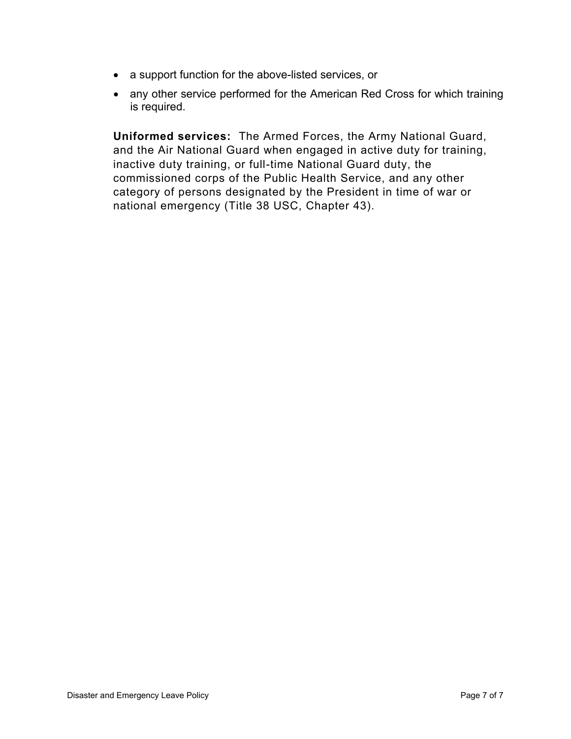- a support function for the above-listed services, or
- any other service performed for the American Red Cross for which training is required.

**Uniformed services:** The Armed Forces, the Army National Guard, and the Air National Guard when engaged in active duty for training, inactive duty training, or full-time National Guard duty, the commissioned corps of the Public Health Service, and any other category of persons designated by the President in time of war or national emergency (Title 38 USC, Chapter 43).